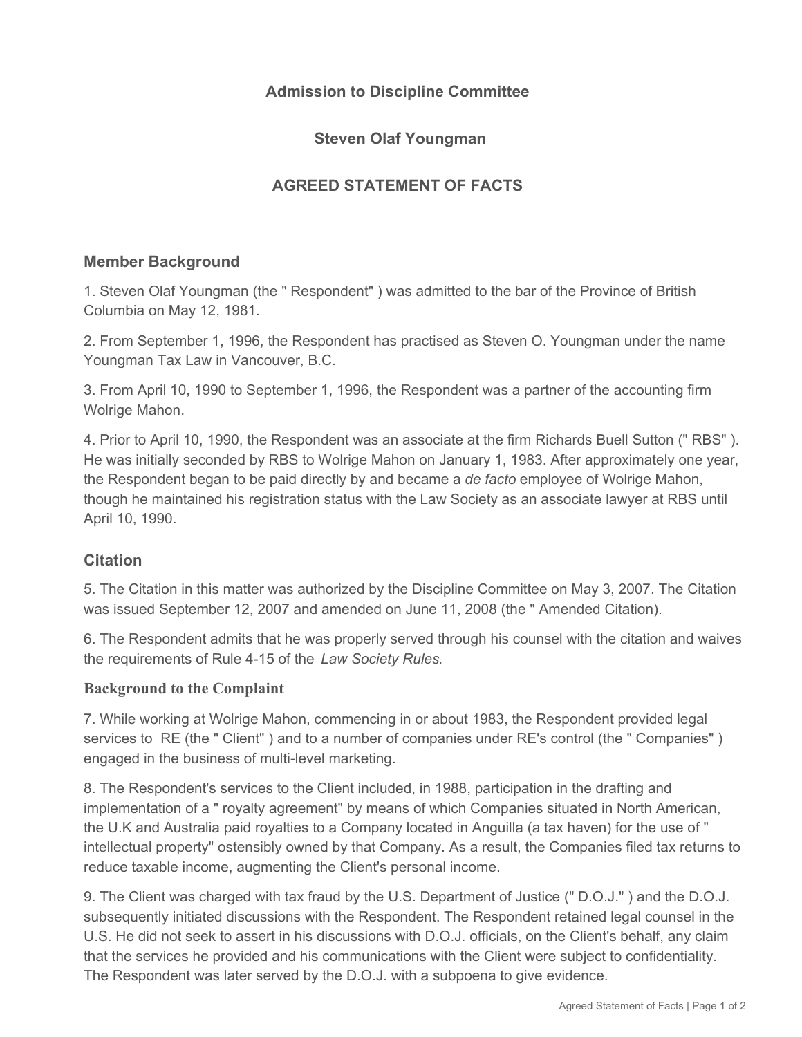# Admission to Discipline Committee

## Steven Olaf Youngman

## AGREED STATEMENT OF FACTS

### Member Background

1. Steven Olaf Youngman (the " Respondent" ) was admitted to the bar of the Province of British Columbia on May 12, 1981.

2. From September 1, 1996, the Respondent has practised as Steven O. Youngman under the name Youngman Tax Law in Vancouver, B.C.

3. From April 10, 1990 to September 1, 1996, the Respondent was a partner of the accounting firm Wolrige Mahon.

4. Prior to April 10, 1990, the Respondent was an associate at the firm Richards Buell Sutton (" RBS" ). He was initially seconded by RBS to Wolrige Mahon on January 1, 1983. After approximately one year, the Respondent began to be paid directly by and became a *de facto* employee of Wolrige Mahon, though he maintained his registration status with the Law Society as an associate lawyer at RBS until April 10, 1990.

### Citation

5. The Citation in this matter was authorized by the Discipline Committee on May 3, 2007. The Citation was issued September 12, 2007 and amended on June 11, 2008 (the " Amended Citation).

6. The Respondent admits that he was properly served through his counsel with the citation and waives the requirements of Rule 4-15 of the *Law Society Rules*.

### Background to the Complaint

7. While working at Wolrige Mahon, commencing in or about 1983, the Respondent provided legal services to RE (the " Client" ) and to a number of companies under RE's control (the " Companies" ) engaged in the business of multi-level marketing.

8. The Respondent's services to the Client included, in 1988, participation in the drafting and implementation of a " royalty agreement" by means of which Companies situated in North American, the U.K and Australia paid royalties to a Company located in Anguilla (a tax haven) for the use of " intellectual property" ostensibly owned by that Company. As a result, the Companies filed tax returns to reduce taxable income, augmenting the Client's personal income.

9. The Client was charged with tax fraud by the U.S. Department of Justice (" D.O.J." ) and the D.O.J. subsequently initiated discussions with the Respondent. The Respondent retained legal counsel in the U.S. He did not seek to assert in his discussions with D.O.J. officials, on the Client's behalf, any claim that the services he provided and his communications with the Client were subject to confidentiality. The Respondent was later served by the D.O.J. with a subpoena to give evidence.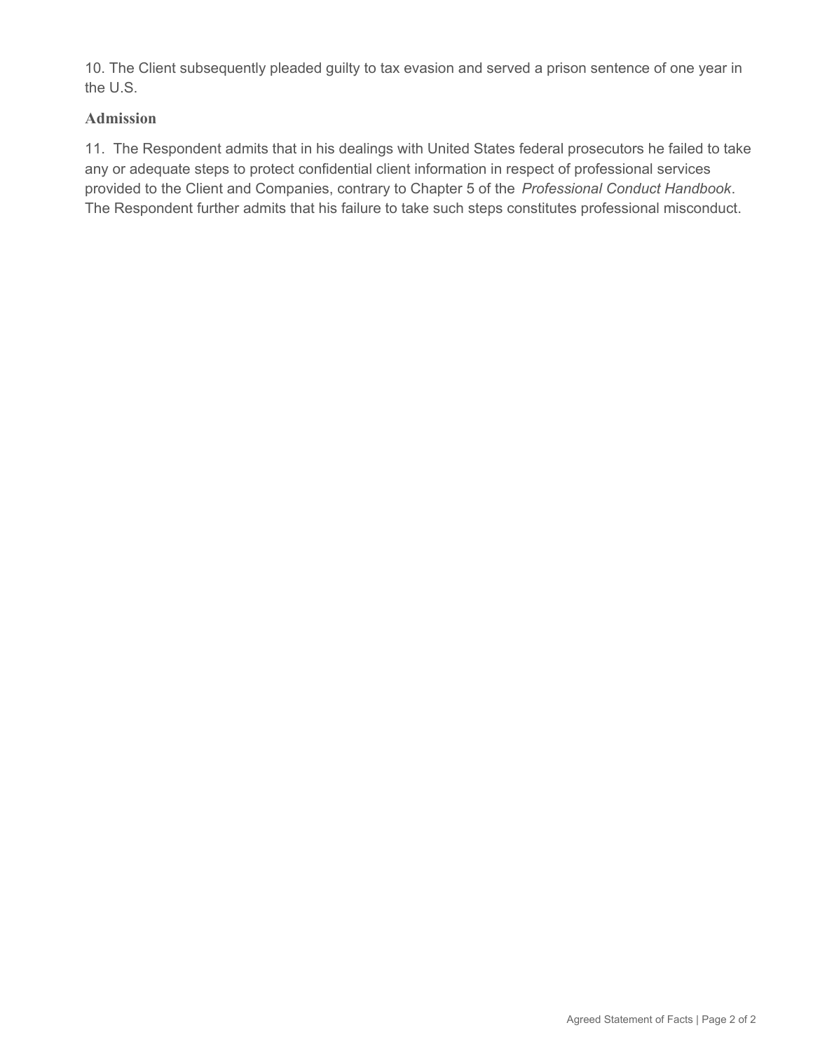10. The Client subsequently pleaded guilty to tax evasion and served a prison sentence of one year in the U.S.

### Admission

11. The Respondent admits that in his dealings with United States federal prosecutors he failed to take any or adequate steps to protect confidential client information in respect of professional services provided to the Client and Companies, contrary to Chapter 5 of the *Professional Conduct Handbook*. The Respondent further admits that his failure to take such steps constitutes professional misconduct.